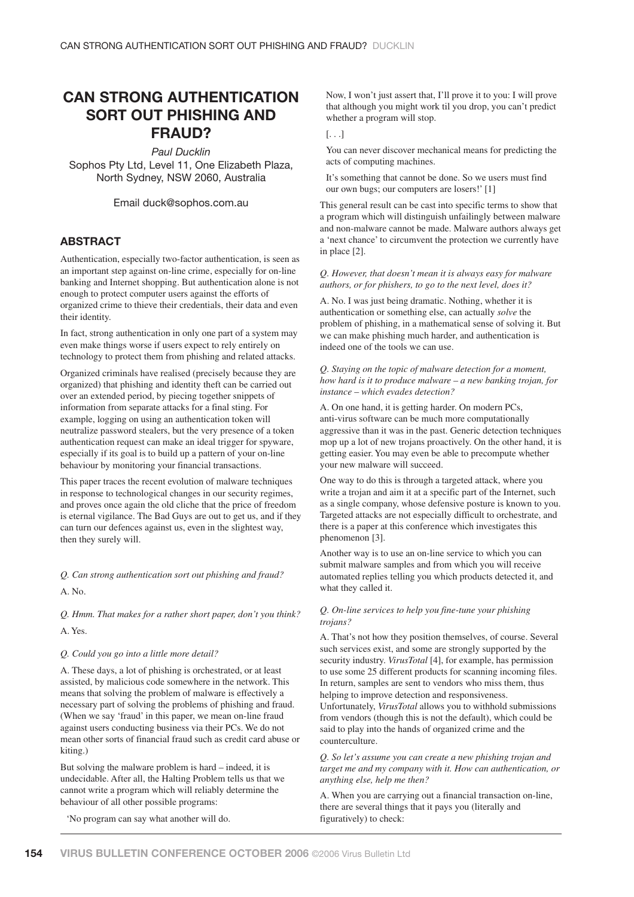# CAN STRONG AUTHENTICATION SORT OUT PHISHING AND FRAUD?

*Paul Ducklin*
Sophos Pty Ltd, Level 11, One Elizabeth Plaza, North Sydney, NSW 2060, Australia

Email duck@sophos.com.au

## ABSTRACT

Authentication, especially two-factor authentication, is seen as an important step against on-line crime, especially for on-line banking and Internet shopping. But authentication alone is not enough to protect computer users against the efforts of organized crime to thieve their credentials, their data and even their identity.

In fact, strong authentication in only one part of a system may even make things worse if users expect to rely entirely on technology to protect them from phishing and related attacks.

Organized criminals have realised (precisely because they are organized) that phishing and identity theft can be carried out over an extended period, by piecing together snippets of information from separate attacks for a final sting. For example, logging on using an authentication token will neutralize password stealers, but the very presence of a token authentication request can make an ideal trigger for spyware, especially if its goal is to build up a pattern of your on-line behaviour by monitoring your financial transactions.

This paper traces the recent evolution of malware techniques in response to technological changes in our security regimes, and proves once again the old cliche that the price of freedom is eternal vigilance. The Bad Guys are out to get us, and if they can turn our defences against us, even in the slightest way, then they surely will.

*Q. Can strong authentication sort out phishing and fraud?*

A. No.

*Q. Hmm. That makes for a rather short paper, don't you think?*

A. Yes.

*Q. Could you go into a little more detail?*

A. These days, a lot of phishing is orchestrated, or at least assisted, by malicious code somewhere in the network. This means that solving the problem of malware is effectively a necessary part of solving the problems of phishing and fraud. (When we say 'fraud' in this paper, we mean on-line fraud against users conducting business via their PCs. We do not mean other sorts of financial fraud such as credit card abuse or kiting.)

But solving the malware problem is hard – indeed, it is undecidable. After all, the Halting Problem tells us that we cannot write a program which will reliably determine the behaviour of all other possible programs:

> 'No program can say what another will do.
>
> Now, I won't just assert that, I'll prove it to you: I will prove that although you might work til you drop, you can't predict whether a program will stop.
>
> [. . .]
>
> You can never discover mechanical means for predicting the acts of computing machines.
>
> It's something that cannot be done. So we users must find our own bugs; our computers are losers!' [1]

This general result can be cast into specific terms to show that a program which will distinguish unfailingly between malware and non-malware cannot be made. Malware authors always get a 'next chance' to circumvent the protection we currently have in place [2].

*Q. However, that doesn't mean it is always easy for malware authors, or for phishers, to go to the next level, does it?*

A. No. I was just being dramatic. Nothing, whether it is authentication or something else, can actually *solve* the problem of phishing, in a mathematical sense of solving it. But we can make phishing much harder, and authentication is indeed one of the tools we can use.

*Q. Staying on the topic of malware detection for a moment, how hard is it to produce malware – a new banking trojan, for instance – which evades detection?*

A. On one hand, it is getting harder. On modern PCs, anti-virus software can be much more computationally aggressive than it was in the past. Generic detection techniques mop up a lot of new trojans proactively. On the other hand, it is getting easier. You may even be able to precompute whether your new malware will succeed.

One way to do this is through a targeted attack, where you write a trojan and aim it at a specific part of the Internet, such as a single company, whose defensive posture is known to you. Targeted attacks are not especially difficult to orchestrate, and there is a paper at this conference which investigates this phenomenon [3].

Another way is to use an on-line service to which you can submit malware samples and from which you will receive automated replies telling you which products detected it, and what they called it.

*Q. On-line services to help you fine-tune your phishing trojans?*

A. That's not how they position themselves, of course. Several such services exist, and some are strongly supported by the security industry. *VirusTotal* [4], for example, has permission to use some 25 different products for scanning incoming files. In return, samples are sent to vendors who miss them, thus helping to improve detection and responsiveness. Unfortunately, *VirusTotal* allows you to withhold submissions from vendors (though this is not the default), which could be said to play into the hands of organized crime and the counterculture.

*Q. So let's assume you can create a new phishing trojan and target me and my company with it. How can authentication, or anything else, help me then?*

A. When you are carrying out a financial transaction on-line, there are several things that it pays you (literally and figuratively) to check: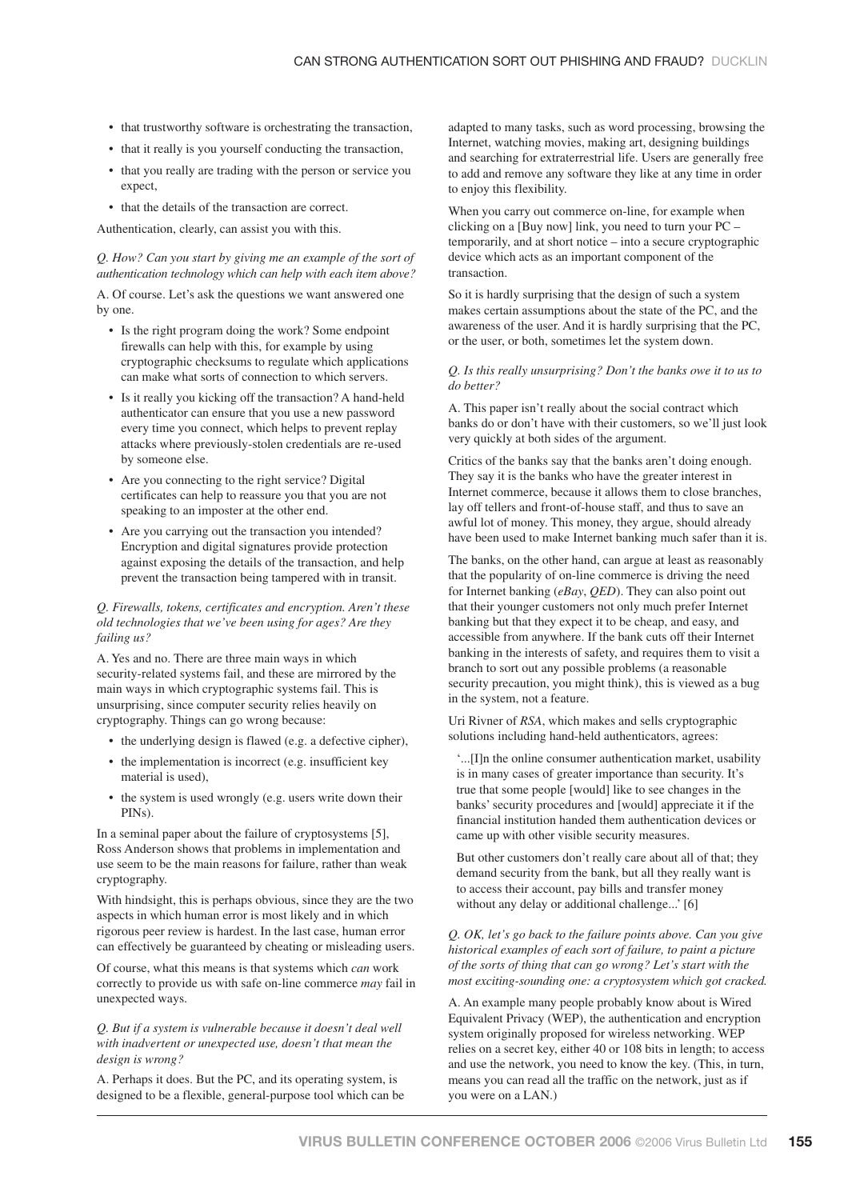- that trustworthy software is orchestrating the transaction,
- that it really is you yourself conducting the transaction,
- that you really are trading with the person or service you expect,
- that the details of the transaction are correct.

Authentication, clearly, can assist you with this.

*Q. How? Can you start by giving me an example of the sort of authentication technology which can help with each item above?*

A. Of course. Let's ask the questions we want answered one by one.

- Is the right program doing the work? Some endpoint firewalls can help with this, for example by using cryptographic checksums to regulate which applications can make what sorts of connection to which servers.
- Is it really you kicking off the transaction? A hand-held authenticator can ensure that you use a new password every time you connect, which helps to prevent replay attacks where previously-stolen credentials are re-used by someone else.
- Are you connecting to the right service? Digital certificates can help to reassure you that you are not speaking to an imposter at the other end.
- Are you carrying out the transaction you intended? Encryption and digital signatures provide protection against exposing the details of the transaction, and help prevent the transaction being tampered with in transit.

*Q. Firewalls, tokens, certificates and encryption. Aren't these old technologies that we've been using for ages? Are they failing us?*

A. Yes and no. There are three main ways in which security-related systems fail, and these are mirrored by the main ways in which cryptographic systems fail. This is unsurprising, since computer security relies heavily on cryptography. Things can go wrong because:

- the underlying design is flawed (e.g. a defective cipher),
- the implementation is incorrect (e.g. insufficient key material is used),
- the system is used wrongly (e.g. users write down their PINs).

In a seminal paper about the failure of cryptosystems [5], Ross Anderson shows that problems in implementation and use seem to be the main reasons for failure, rather than weak cryptography.

With hindsight, this is perhaps obvious, since they are the two aspects in which human error is most likely and in which rigorous peer review is hardest. In the last case, human error can effectively be guaranteed by cheating or misleading users.

Of course, what this means is that systems which *can* work correctly to provide us with safe on-line commerce *may* fail in unexpected ways.

*Q. But if a system is vulnerable because it doesn't deal well with inadvertent or unexpected use, doesn't that mean the design is wrong?*

A. Perhaps it does. But the PC, and its operating system, is designed to be a flexible, general-purpose tool which can be adapted to many tasks, such as word processing, browsing the Internet, watching movies, making art, designing buildings and searching for extraterrestrial life. Users are generally free to add and remove any software they like at any time in order to enjoy this flexibility.

When you carry out commerce on-line, for example when clicking on a [Buy now] link, you need to turn your PC – temporarily, and at short notice – into a secure cryptographic device which acts as an important component of the transaction.

So it is hardly surprising that the design of such a system makes certain assumptions about the state of the PC, and the awareness of the user. And it is hardly surprising that the PC, or the user, or both, sometimes let the system down.

*Q. Is this really unsurprising? Don't the banks owe it to us to do better?*

A. This paper isn't really about the social contract which banks do or don't have with their customers, so we'll just look very quickly at both sides of the argument.

Critics of the banks say that the banks aren't doing enough. They say it is the banks who have the greater interest in Internet commerce, because it allows them to close branches, lay off tellers and front-of-house staff, and thus to save an awful lot of money. This money, they argue, should already have been used to make Internet banking much safer than it is.

The banks, on the other hand, can argue at least as reasonably that the popularity of on-line commerce is driving the need for Internet banking (*eBay*, *QED*). They can also point out that their younger customers not only much prefer Internet banking but that they expect it to be cheap, and easy, and accessible from anywhere. If the bank cuts off their Internet banking in the interests of safety, and requires them to visit a branch to sort out any possible problems (a reasonable security precaution, you might think), this is viewed as a bug in the system, not a feature.

Uri Rivner of *RSA*, which makes and sells cryptographic solutions including hand-held authenticators, agrees:

> '...[I]n the online consumer authentication market, usability is in many cases of greater importance than security. It's true that some people [would] like to see changes in the banks' security procedures and [would] appreciate it if the financial institution handed them authentication devices or came up with other visible security measures.
>
> But other customers don't really care about all of that; they demand security from the bank, but all they really want is to access their account, pay bills and transfer money without any delay or additional challenge...' [6]

*Q. OK, let's go back to the failure points above. Can you give historical examples of each sort of failure, to paint a picture of the sorts of thing that can go wrong? Let's start with the most exciting-sounding one: a cryptosystem which got cracked.*

A. An example many people probably know about is Wired Equivalent Privacy (WEP), the authentication and encryption system originally proposed for wireless networking. WEP relies on a secret key, either 40 or 108 bits in length; to access and use the network, you need to know the key. (This, in turn, means you can read all the traffic on the network, just as if you were on a LAN.)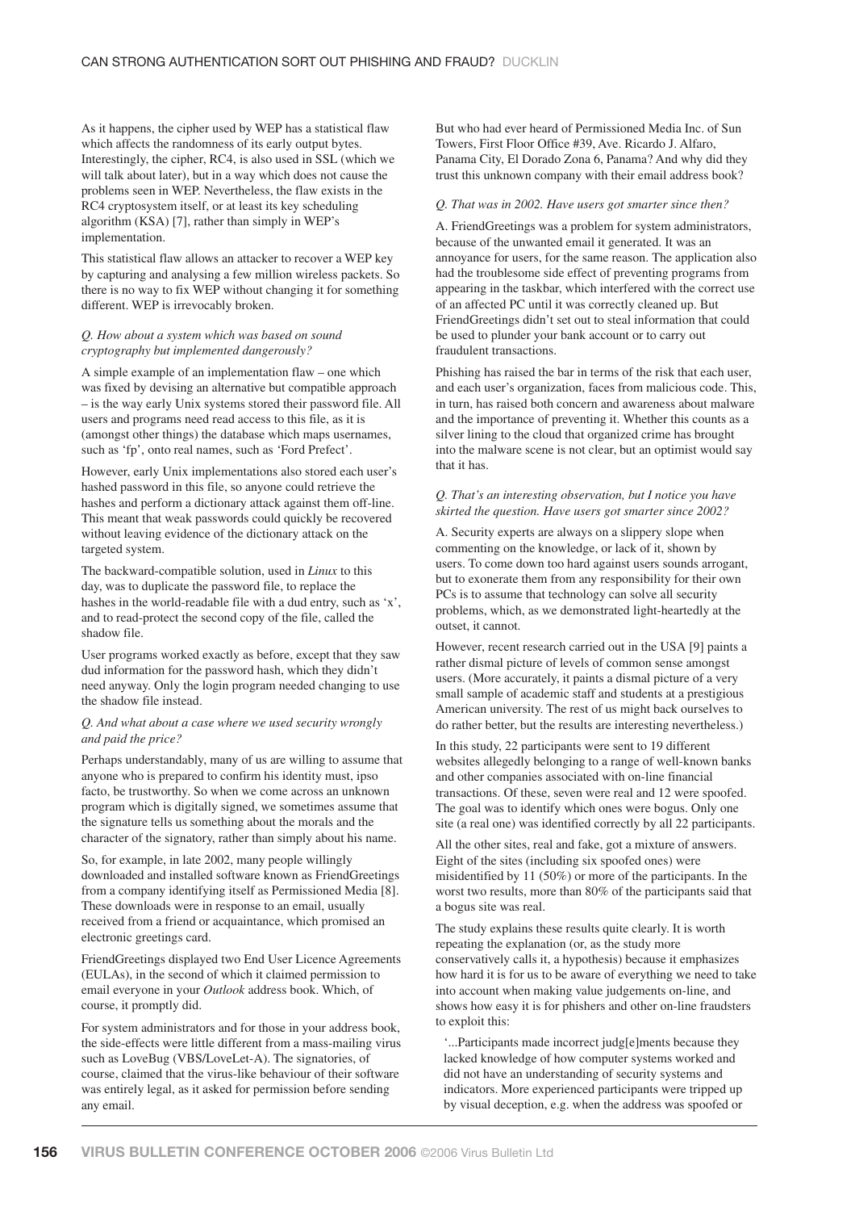As it happens, the cipher used by WEP has a statistical flaw which affects the randomness of its early output bytes. Interestingly, the cipher, RC4, is also used in SSL (which we will talk about later), but in a way which does not cause the problems seen in WEP. Nevertheless, the flaw exists in the RC4 cryptosystem itself, or at least its key scheduling algorithm (KSA) [7], rather than simply in WEP's implementation.

This statistical flaw allows an attacker to recover a WEP key by capturing and analysing a few million wireless packets. So there is no way to fix WEP without changing it for something different. WEP is irrevocably broken.

*Q. How about a system which was based on sound cryptography but implemented dangerously?*

A simple example of an implementation flaw – one which was fixed by devising an alternative but compatible approach – is the way early Unix systems stored their password file. All users and programs need read access to this file, as it is (amongst other things) the database which maps usernames, such as 'fp', onto real names, such as 'Ford Prefect'.

However, early Unix implementations also stored each user's hashed password in this file, so anyone could retrieve the hashes and perform a dictionary attack against them off-line. This meant that weak passwords could quickly be recovered without leaving evidence of the dictionary attack on the targeted system.

The backward-compatible solution, used in *Linux* to this day, was to duplicate the password file, to replace the hashes in the world-readable file with a dud entry, such as 'x', and to read-protect the second copy of the file, called the shadow file.

User programs worked exactly as before, except that they saw dud information for the password hash, which they didn't need anyway. Only the login program needed changing to use the shadow file instead.

*Q. And what about a case where we used security wrongly and paid the price?*

Perhaps understandably, many of us are willing to assume that anyone who is prepared to confirm his identity must, ipso facto, be trustworthy. So when we come across an unknown program which is digitally signed, we sometimes assume that the signature tells us something about the morals and the character of the signatory, rather than simply about his name.

So, for example, in late 2002, many people willingly downloaded and installed software known as FriendGreetings from a company identifying itself as Permissioned Media [8]. These downloads were in response to an email, usually received from a friend or acquaintance, which promised an electronic greetings card.

FriendGreetings displayed two End User Licence Agreements (EULAs), in the second of which it claimed permission to email everyone in your *Outlook* address book. Which, of course, it promptly did.

For system administrators and for those in your address book, the side-effects were little different from a mass-mailing virus such as LoveBug (VBS/LoveLet-A). The signatories, of course, claimed that the virus-like behaviour of their software was entirely legal, as it asked for permission before sending any email.

But who had ever heard of Permissioned Media Inc. of Sun Towers, First Floor Office #39, Ave. Ricardo J. Alfaro, Panama City, El Dorado Zona 6, Panama? And why did they trust this unknown company with their email address book?

*Q. That was in 2002. Have users got smarter since then?*

A. FriendGreetings was a problem for system administrators, because of the unwanted email it generated. It was an annoyance for users, for the same reason. The application also had the troublesome side effect of preventing programs from appearing in the taskbar, which interfered with the correct use of an affected PC until it was correctly cleaned up. But FriendGreetings didn't set out to steal information that could be used to plunder your bank account or to carry out fraudulent transactions.

Phishing has raised the bar in terms of the risk that each user, and each user's organization, faces from malicious code. This, in turn, has raised both concern and awareness about malware and the importance of preventing it. Whether this counts as a silver lining to the cloud that organized crime has brought into the malware scene is not clear, but an optimist would say that it has.

*Q. That's an interesting observation, but I notice you have skirted the question. Have users got smarter since 2002?*

A. Security experts are always on a slippery slope when commenting on the knowledge, or lack of it, shown by users. To come down too hard against users sounds arrogant, but to exonerate them from any responsibility for their own PCs is to assume that technology can solve all security problems, which, as we demonstrated light-heartedly at the outset, it cannot.

However, recent research carried out in the USA [9] paints a rather dismal picture of levels of common sense amongst users. (More accurately, it paints a dismal picture of a very small sample of academic staff and students at a prestigious American university. The rest of us might back ourselves to do rather better, but the results are interesting nevertheless.)

In this study, 22 participants were sent to 19 different websites allegedly belonging to a range of well-known banks and other companies associated with on-line financial transactions. Of these, seven were real and 12 were spoofed. The goal was to identify which ones were bogus. Only one site (a real one) was identified correctly by all 22 participants.

All the other sites, real and fake, got a mixture of answers. Eight of the sites (including six spoofed ones) were misidentified by 11 (50%) or more of the participants. In the worst two results, more than 80% of the participants said that a bogus site was real.

The study explains these results quite clearly. It is worth repeating the explanation (or, as the study more conservatively calls it, a hypothesis) because it emphasizes how hard it is for us to be aware of everything we need to take into account when making value judgements on-line, and shows how easy it is for phishers and other on-line fraudsters to exploit this:

> '...Participants made incorrect judg[e]ments because they lacked knowledge of how computer systems worked and did not have an understanding of security systems and indicators. More experienced participants were tripped up by visual deception, e.g. when the address was spoofed or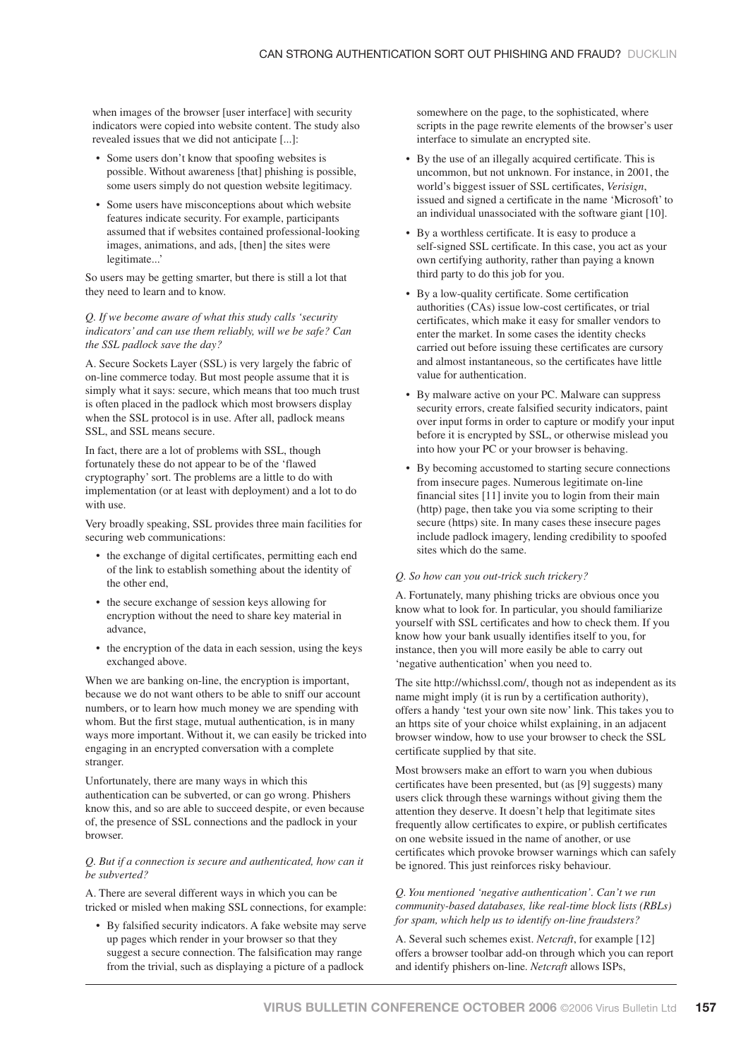when images of the browser [user interface] with security indicators were copied into website content. The study also revealed issues that we did not anticipate [...]:

- Some users don't know that spoofing websites is possible. Without awareness [that] phishing is possible, some users simply do not question website legitimacy.
- Some users have misconceptions about which website features indicate security. For example, participants assumed that if websites contained professional-looking images, animations, and ads, [then] the sites were legitimate...'

So users may be getting smarter, but there is still a lot that they need to learn and to know.

*Q. If we become aware of what this study calls 'security indicators' and can use them reliably, will we be safe? Can the SSL padlock save the day?*

A. Secure Sockets Layer (SSL) is very largely the fabric of on-line commerce today. But most people assume that it is simply what it says: secure, which means that too much trust is often placed in the padlock which most browsers display when the SSL protocol is in use. After all, padlock means SSL, and SSL means secure.

In fact, there are a lot of problems with SSL, though fortunately these do not appear to be of the 'flawed cryptography' sort. The problems are a little to do with implementation (or at least with deployment) and a lot to do with use.

Very broadly speaking, SSL provides three main facilities for securing web communications:

- the exchange of digital certificates, permitting each end of the link to establish something about the identity of the other end,
- the secure exchange of session keys allowing for encryption without the need to share key material in advance,
- the encryption of the data in each session, using the keys exchanged above.

When we are banking on-line, the encryption is important, because we do not want others to be able to sniff our account numbers, or to learn how much money we are spending with whom. But the first stage, mutual authentication, is in many ways more important. Without it, we can easily be tricked into engaging in an encrypted conversation with a complete stranger.

Unfortunately, there are many ways in which this authentication can be subverted, or can go wrong. Phishers know this, and so are able to succeed despite, or even because of, the presence of SSL connections and the padlock in your browser.

*Q. But if a connection is secure and authenticated, how can it be subverted?*

A. There are several different ways in which you can be tricked or misled when making SSL connections, for example:

- By falsified security indicators. A fake website may serve up pages which render in your browser so that they suggest a secure connection. The falsification may range from the trivial, such as displaying a picture of a padlock somewhere on the page, to the sophisticated, where scripts in the page rewrite elements of the browser's user interface to simulate an encrypted site.
- By the use of an illegally acquired certificate. This is uncommon, but not unknown. For instance, in 2001, the world's biggest issuer of SSL certificates, *Verisign*, issued and signed a certificate in the name 'Microsoft' to an individual unassociated with the software giant [10].
- By a worthless certificate. It is easy to produce a self-signed SSL certificate. In this case, you act as your own certifying authority, rather than paying a known third party to do this job for you.
- By a low-quality certificate. Some certification authorities (CAs) issue low-cost certificates, or trial certificates, which make it easy for smaller vendors to enter the market. In some cases the identity checks carried out before issuing these certificates are cursory and almost instantaneous, so the certificates have little value for authentication.
- By malware active on your PC. Malware can suppress security errors, create falsified security indicators, paint over input forms in order to capture or modify your input before it is encrypted by SSL, or otherwise mislead you into how your PC or your browser is behaving.
- By becoming accustomed to starting secure connections from insecure pages. Numerous legitimate on-line financial sites [11] invite you to login from their main (http) page, then take you via some scripting to their secure (https) site. In many cases these insecure pages include padlock imagery, lending credibility to spoofed sites which do the same.

*Q. So how can you out-trick such trickery?*

A. Fortunately, many phishing tricks are obvious once you know what to look for. In particular, you should familiarize yourself with SSL certificates and how to check them. If you know how your bank usually identifies itself to you, for instance, then you will more easily be able to carry out 'negative authentication' when you need to.

The site http://whichssl.com/, though not as independent as its name might imply (it is run by a certification authority), offers a handy 'test your own site now' link. This takes you to an https site of your choice whilst explaining, in an adjacent browser window, how to use your browser to check the SSL certificate supplied by that site.

Most browsers make an effort to warn you when dubious certificates have been presented, but (as [9] suggests) many users click through these warnings without giving them the attention they deserve. It doesn't help that legitimate sites frequently allow certificates to expire, or publish certificates on one website issued in the name of another, or use certificates which provoke browser warnings which can safely be ignored. This just reinforces risky behaviour.

*Q. You mentioned 'negative authentication'. Can't we run community-based databases, like real-time block lists (RBLs) for spam, which help us to identify on-line fraudsters?*

A. Several such schemes exist. *Netcraft*, for example [12] offers a browser toolbar add-on through which you can report and identify phishers on-line. *Netcraft* allows ISPs,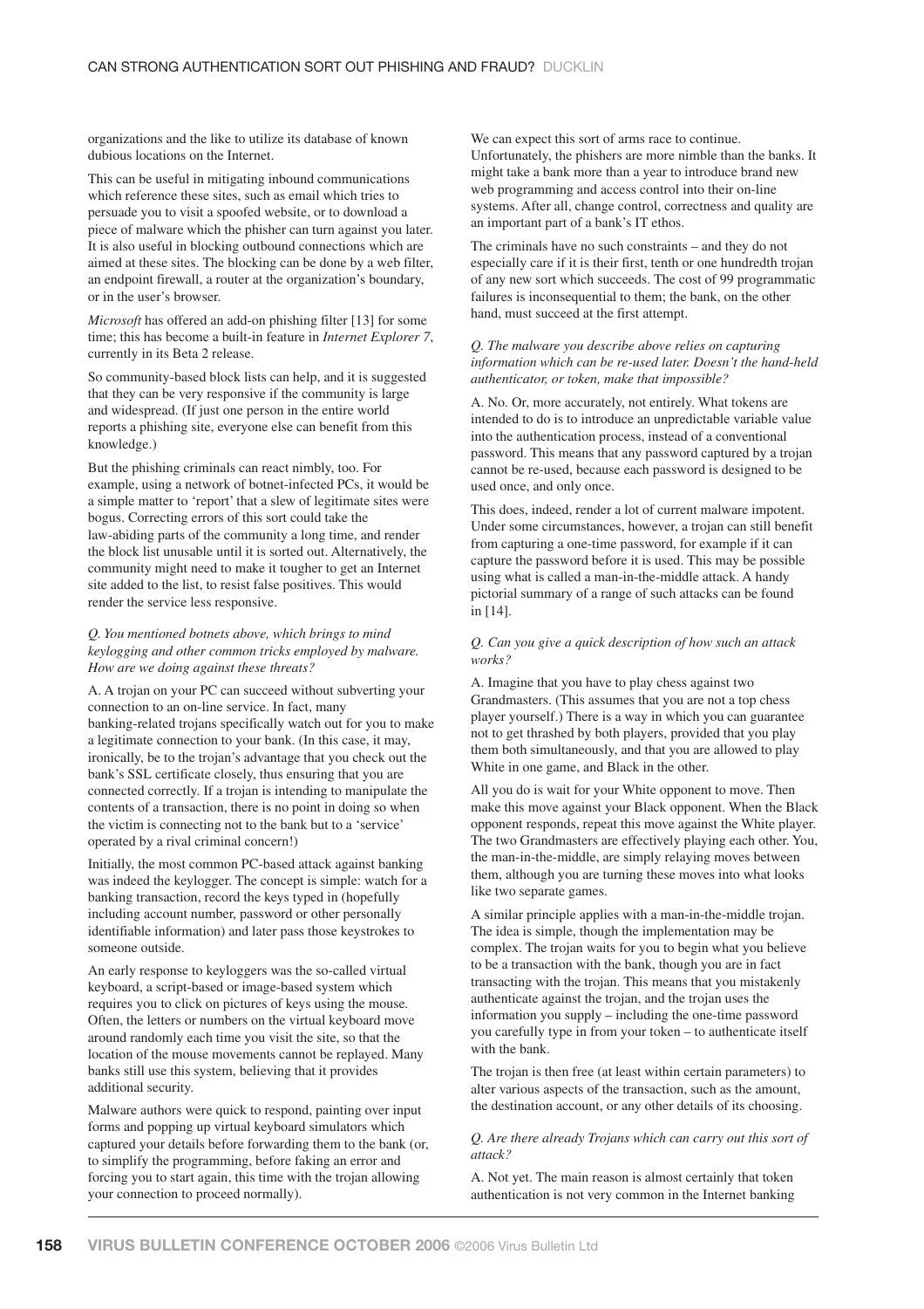organizations and the like to utilize its database of known dubious locations on the Internet.

This can be useful in mitigating inbound communications which reference these sites, such as email which tries to persuade you to visit a spoofed website, or to download a piece of malware which the phisher can turn against you later. It is also useful in blocking outbound connections which are aimed at these sites. The blocking can be done by a web filter, an endpoint firewall, a router at the organization's boundary, or in the user's browser.

*Microsoft* has offered an add-on phishing filter [13] for some time; this has become a built-in feature in *Internet Explorer 7*, currently in its Beta 2 release.

So community-based block lists can help, and it is suggested that they can be very responsive if the community is large and widespread. (If just one person in the entire world reports a phishing site, everyone else can benefit from this knowledge.)

But the phishing criminals can react nimbly, too. For example, using a network of botnet-infected PCs, it would be a simple matter to 'report' that a slew of legitimate sites were bogus. Correcting errors of this sort could take the law-abiding parts of the community a long time, and render the block list unusable until it is sorted out. Alternatively, the community might need to make it tougher to get an Internet site added to the list, to resist false positives. This would render the service less responsive.

*Q. You mentioned botnets above, which brings to mind keylogging and other common tricks employed by malware. How are we doing against these threats?*

A. A trojan on your PC can succeed without subverting your connection to an on-line service. In fact, many banking-related trojans specifically watch out for you to make a legitimate connection to your bank. (In this case, it may, ironically, be to the trojan's advantage that you check out the bank's SSL certificate closely, thus ensuring that you are connected correctly. If a trojan is intending to manipulate the contents of a transaction, there is no point in doing so when the victim is connecting not to the bank but to a 'service' operated by a rival criminal concern!)

Initially, the most common PC-based attack against banking was indeed the keylogger. The concept is simple: watch for a banking transaction, record the keys typed in (hopefully including account number, password or other personally identifiable information) and later pass those keystrokes to someone outside.

An early response to keyloggers was the so-called virtual keyboard, a script-based or image-based system which requires you to click on pictures of keys using the mouse. Often, the letters or numbers on the virtual keyboard move around randomly each time you visit the site, so that the location of the mouse movements cannot be replayed. Many banks still use this system, believing that it provides additional security.

Malware authors were quick to respond, painting over input forms and popping up virtual keyboard simulators which captured your details before forwarding them to the bank (or, to simplify the programming, before faking an error and forcing you to start again, this time with the trojan allowing your connection to proceed normally).

We can expect this sort of arms race to continue. Unfortunately, the phishers are more nimble than the banks. It might take a bank more than a year to introduce brand new web programming and access control into their on-line systems. After all, change control, correctness and quality are an important part of a bank's IT ethos.

The criminals have no such constraints – and they do not especially care if it is their first, tenth or one hundredth trojan of any new sort which succeeds. The cost of 99 programmatic failures is inconsequential to them; the bank, on the other hand, must succeed at the first attempt.

*Q. The malware you describe above relies on capturing information which can be re-used later. Doesn't the hand-held authenticator, or token, make that impossible?*

A. No. Or, more accurately, not entirely. What tokens are intended to do is to introduce an unpredictable variable value into the authentication process, instead of a conventional password. This means that any password captured by a trojan cannot be re-used, because each password is designed to be used once, and only once.

This does, indeed, render a lot of current malware impotent. Under some circumstances, however, a trojan can still benefit from capturing a one-time password, for example if it can capture the password before it is used. This may be possible using what is called a man-in-the-middle attack. A handy pictorial summary of a range of such attacks can be found in [14].

*Q. Can you give a quick description of how such an attack works?*

A. Imagine that you have to play chess against two Grandmasters. (This assumes that you are not a top chess player yourself.) There is a way in which you can guarantee not to get thrashed by both players, provided that you play them both simultaneously, and that you are allowed to play White in one game, and Black in the other.

All you do is wait for your White opponent to move. Then make this move against your Black opponent. When the Black opponent responds, repeat this move against the White player. The two Grandmasters are effectively playing each other. You, the man-in-the-middle, are simply relaying moves between them, although you are turning these moves into what looks like two separate games.

A similar principle applies with a man-in-the-middle trojan. The idea is simple, though the implementation may be complex. The trojan waits for you to begin what you believe to be a transaction with the bank, though you are in fact transacting with the trojan. This means that you mistakenly authenticate against the trojan, and the trojan uses the information you supply – including the one-time password you carefully type in from your token – to authenticate itself with the bank.

The trojan is then free (at least within certain parameters) to alter various aspects of the transaction, such as the amount, the destination account, or any other details of its choosing.

*Q. Are there already Trojans which can carry out this sort of attack?*

A. Not yet. The main reason is almost certainly that token authentication is not very common in the Internet banking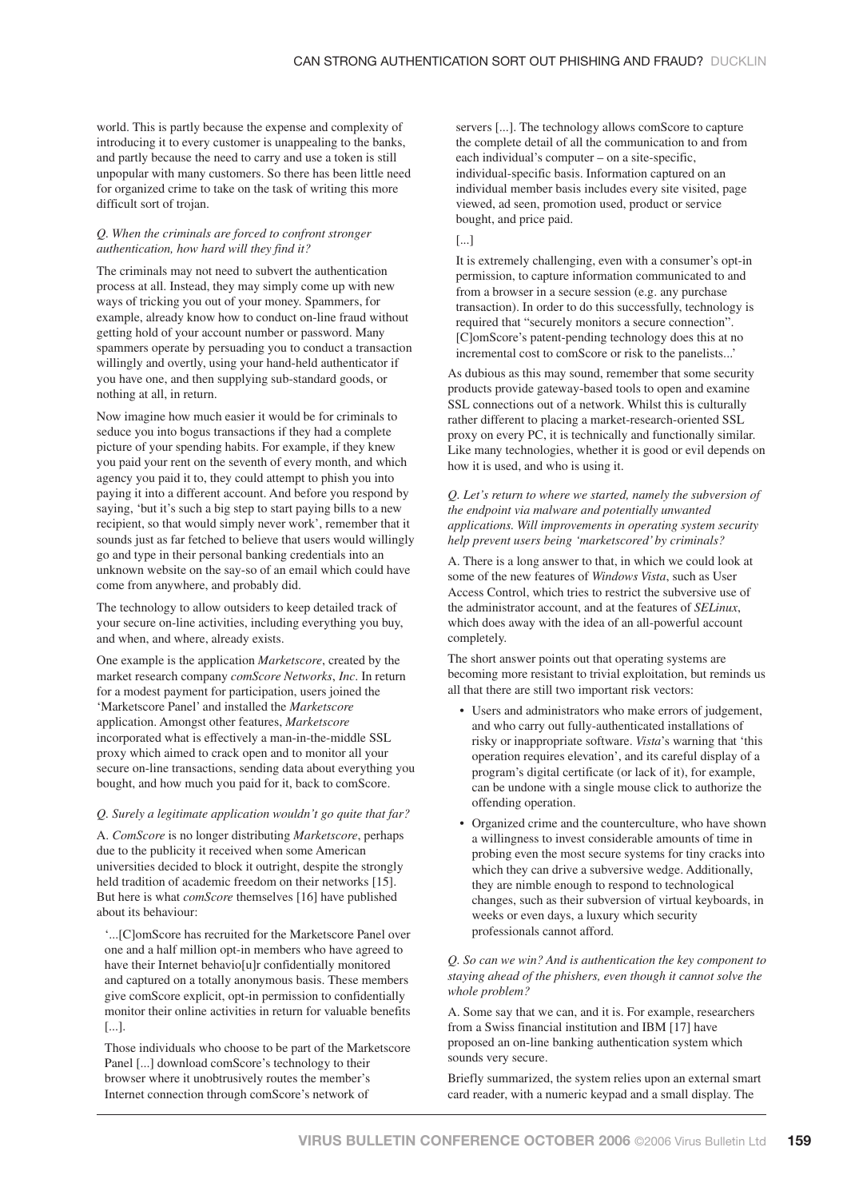world. This is partly because the expense and complexity of introducing it to every customer is unappealing to the banks, and partly because the need to carry and use a token is still unpopular with many customers. So there has been little need for organized crime to take on the task of writing this more difficult sort of trojan.

*Q. When the criminals are forced to confront stronger authentication, how hard will they find it?*

The criminals may not need to subvert the authentication process at all. Instead, they may simply come up with new ways of tricking you out of your money. Spammers, for example, already know how to conduct on-line fraud without getting hold of your account number or password. Many spammers operate by persuading you to conduct a transaction willingly and overtly, using your hand-held authenticator if you have one, and then supplying sub-standard goods, or nothing at all, in return.

Now imagine how much easier it would be for criminals to seduce you into bogus transactions if they had a complete picture of your spending habits. For example, if they knew you paid your rent on the seventh of every month, and which agency you paid it to, they could attempt to phish you into paying it into a different account. And before you respond by saying, 'but it's such a big step to start paying bills to a new recipient, so that would simply never work', remember that it sounds just as far fetched to believe that users would willingly go and type in their personal banking credentials into an unknown website on the say-so of an email which could have come from anywhere, and probably did.

The technology to allow outsiders to keep detailed track of your secure on-line activities, including everything you buy, and when, and where, already exists.

One example is the application *Marketscore*, created by the market research company *comScore Networks*, *Inc*. In return for a modest payment for participation, users joined the 'Marketscore Panel' and installed the *Marketscore* application. Amongst other features, *Marketscore* incorporated what is effectively a man-in-the-middle SSL proxy which aimed to crack open and to monitor all your secure on-line transactions, sending data about everything you bought, and how much you paid for it, back to comScore.

*Q. Surely a legitimate application wouldn't go quite that far?*

A. *ComScore* is no longer distributing *Marketscore*, perhaps due to the publicity it received when some American universities decided to block it outright, despite the strongly held tradition of academic freedom on their networks [15]. But here is what *comScore* themselves [16] have published about its behaviour:

> '...[C]omScore has recruited for the Marketscore Panel over one and a half million opt-in members who have agreed to have their Internet behavio[u]r confidentially monitored and captured on a totally anonymous basis. These members give comScore explicit, opt-in permission to confidentially monitor their online activities in return for valuable benefits [...].
>
> Those individuals who choose to be part of the Marketscore Panel [...] download comScore's technology to their browser where it unobtrusively routes the member's Internet connection through comScore's network of servers [...]. The technology allows comScore to capture the complete detail of all the communication to and from each individual's computer – on a site-specific, individual-specific basis. Information captured on an individual member basis includes every site visited, page viewed, ad seen, promotion used, product or service bought, and price paid.
>
> [...]
>
> It is extremely challenging, even with a consumer's opt-in permission, to capture information communicated to and from a browser in a secure session (e.g. any purchase transaction). In order to do this successfully, technology is required that "securely monitors a secure connection". [C]omScore's patent-pending technology does this at no incremental cost to comScore or risk to the panelists...'

As dubious as this may sound, remember that some security products provide gateway-based tools to open and examine SSL connections out of a network. Whilst this is culturally rather different to placing a market-research-oriented SSL proxy on every PC, it is technically and functionally similar. Like many technologies, whether it is good or evil depends on how it is used, and who is using it.

*Q. Let's return to where we started, namely the subversion of the endpoint via malware and potentially unwanted applications. Will improvements in operating system security help prevent users being 'marketscored' by criminals?*

A. There is a long answer to that, in which we could look at some of the new features of *Windows Vista*, such as User Access Control, which tries to restrict the subversive use of the administrator account, and at the features of *SELinux*, which does away with the idea of an all-powerful account completely.

The short answer points out that operating systems are becoming more resistant to trivial exploitation, but reminds us all that there are still two important risk vectors:

- Users and administrators who make errors of judgement, and who carry out fully-authenticated installations of risky or inappropriate software. *Vista*'s warning that 'this operation requires elevation', and its careful display of a program's digital certificate (or lack of it), for example, can be undone with a single mouse click to authorize the offending operation.
- Organized crime and the counterculture, who have shown a willingness to invest considerable amounts of time in probing even the most secure systems for tiny cracks into which they can drive a subversive wedge. Additionally, they are nimble enough to respond to technological changes, such as their subversion of virtual keyboards, in weeks or even days, a luxury which security professionals cannot afford.

*Q. So can we win? And is authentication the key component to staying ahead of the phishers, even though it cannot solve the whole problem?*

A. Some say that we can, and it is. For example, researchers from a Swiss financial institution and IBM [17] have proposed an on-line banking authentication system which sounds very secure.

Briefly summarized, the system relies upon an external smart card reader, with a numeric keypad and a small display. The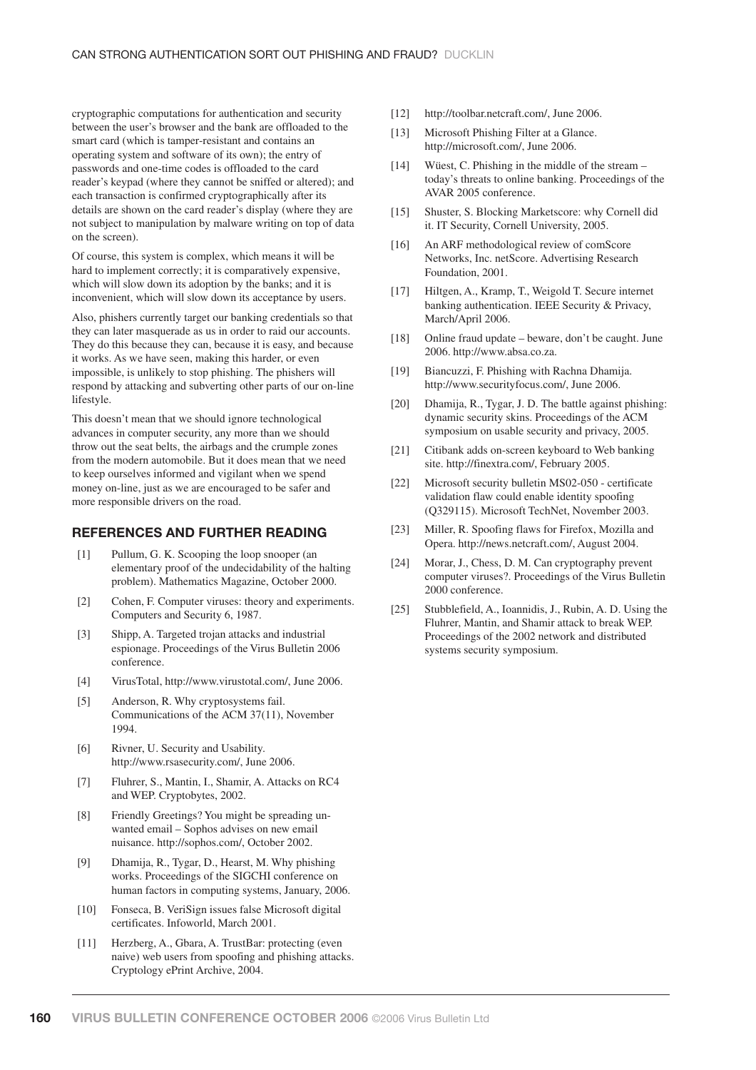cryptographic computations for authentication and security between the user's browser and the bank are offloaded to the smart card (which is tamper-resistant and contains an operating system and software of its own); the entry of passwords and one-time codes is offloaded to the card reader's keypad (where they cannot be sniffed or altered); and each transaction is confirmed cryptographically after its details are shown on the card reader's display (where they are not subject to manipulation by malware writing on top of data on the screen).

Of course, this system is complex, which means it will be hard to implement correctly; it is comparatively expensive, which will slow down its adoption by the banks; and it is inconvenient, which will slow down its acceptance by users.

Also, phishers currently target our banking credentials so that they can later masquerade as us in order to raid our accounts. They do this because they can, because it is easy, and because it works. As we have seen, making this harder, or even impossible, is unlikely to stop phishing. The phishers will respond by attacking and subverting other parts of our on-line lifestyle.

This doesn't mean that we should ignore technological advances in computer security, any more than we should throw out the seat belts, the airbags and the crumple zones from the modern automobile. But it does mean that we need to keep ourselves informed and vigilant when we spend money on-line, just as we are encouraged to be safer and more responsible drivers on the road.

## REFERENCES AND FURTHER READING

[1] Pullum, G. K. Scooping the loop snooper (an elementary proof of the undecidability of the halting problem). Mathematics Magazine, October 2000.

[2] Cohen, F. Computer viruses: theory and experiments. Computers and Security 6, 1987.

[3] Shipp, A. Targeted trojan attacks and industrial espionage. Proceedings of the Virus Bulletin 2006 conference.

[4] VirusTotal, http://www.virustotal.com/, June 2006.

[5] Anderson, R. Why cryptosystems fail. Communications of the ACM 37(11), November 1994.

[6] Rivner, U. Security and Usability. http://www.rsasecurity.com/, June 2006.

[7] Fluhrer, S., Mantin, I., Shamir, A. Attacks on RC4 and WEP. Cryptobytes, 2002.

[8] Friendly Greetings? You might be spreading unwanted email – Sophos advises on new email nuisance. http://sophos.com/, October 2002.

[9] Dhamija, R., Tygar, D., Hearst, M. Why phishing works. Proceedings of the SIGCHI conference on human factors in computing systems, January, 2006.

[10] Fonseca, B. VeriSign issues false Microsoft digital certificates. Infoworld, March 2001.

[11] Herzberg, A., Gbara, A. TrustBar: protecting (even naive) web users from spoofing and phishing attacks. Cryptology ePrint Archive, 2004.

[12] http://toolbar.netcraft.com/, June 2006.

[13] Microsoft Phishing Filter at a Glance. http://microsoft.com/, June 2006.

[14] Wüest, C. Phishing in the middle of the stream – today's threats to online banking. Proceedings of the AVAR 2005 conference.

[15] Shuster, S. Blocking Marketscore: why Cornell did it. IT Security, Cornell University, 2005.

[16] An ARF methodological review of comScore Networks, Inc. netScore. Advertising Research Foundation, 2001.

[17] Hiltgen, A., Kramp, T., Weigold T. Secure internet banking authentication. IEEE Security & Privacy, March/April 2006.

[18] Online fraud update – beware, don't be caught. June 2006. http://www.absa.co.za.

[19] Biancuzzi, F. Phishing with Rachna Dhamija. http://www.securityfocus.com/, June 2006.

[20] Dhamija, R., Tygar, J. D. The battle against phishing: dynamic security skins. Proceedings of the ACM symposium on usable security and privacy, 2005.

[21] Citibank adds on-screen keyboard to Web banking site. http://finextra.com/, February 2005.

[22] Microsoft security bulletin MS02-050 - certificate validation flaw could enable identity spoofing (Q329115). Microsoft TechNet, November 2003.

[23] Miller, R. Spoofing flaws for Firefox, Mozilla and Opera. http://news.netcraft.com/, August 2004.

[24] Morar, J., Chess, D. M. Can cryptography prevent computer viruses?. Proceedings of the Virus Bulletin 2000 conference.

[25] Stubblefield, A., Ioannidis, J., Rubin, A. D. Using the Fluhrer, Mantin, and Shamir attack to break WEP. Proceedings of the 2002 network and distributed systems security symposium.